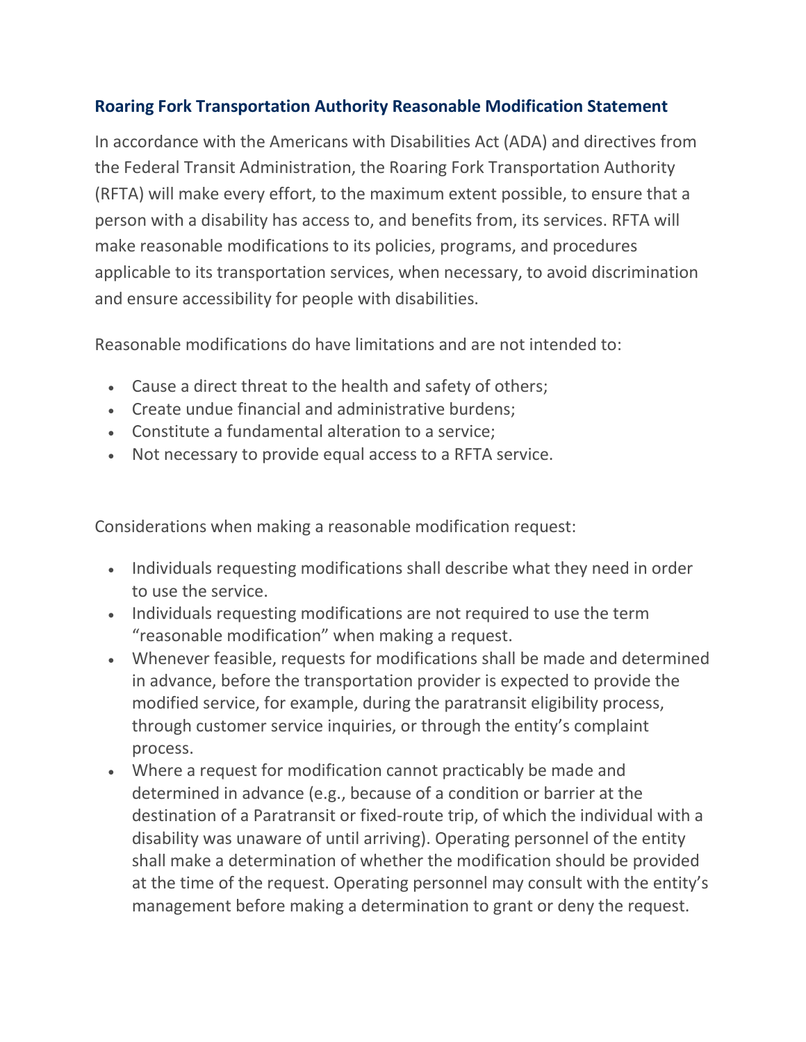## Roaring Fork Transportation Authority Reasonable Modification Statement

In accordance with the Americans with Disabilities Act (ADA) and directives from the Federal Transit Administration, the Roaring Fork Transportation Authority (RFTA) will make every effort, to the maximum extent possible, to ensure that a person with a disability has access to, and benefits from, its services. RFTA will make reasonable modifications to its policies, programs, and procedures applicable to its transportation services, when necessary, to avoid discrimination and ensure accessibility for people with disabilities.

Reasonable modifications do have limitations and are not intended to:

- Cause a direct threat to the health and safety of others;
- Create undue financial and administrative burdens;
- Constitute a fundamental alteration to a service;
- Not necessary to provide equal access to a RFTA service.

Considerations when making a reasonable modification request:

- Individuals requesting modifications shall describe what they need in order to use the service.
- Individuals requesting modifications are not required to use the term "reasonable modification" when making a request.
- Whenever feasible, requests for modifications shall be made and determined in advance, before the transportation provider is expected to provide the modified service, for example, during the paratransit eligibility process, through customer service inquiries, or through the entity's complaint process.
- Where a request for modification cannot practicably be made and determined in advance (e.g., because of a condition or barrier at the destination of a Paratransit or fixed-route trip, of which the individual with a disability was unaware of until arriving). Operating personnel of the entity shall make a determination of whether the modification should be provided at the time of the request. Operating personnel may consult with the entity's management before making a determination to grant or deny the request.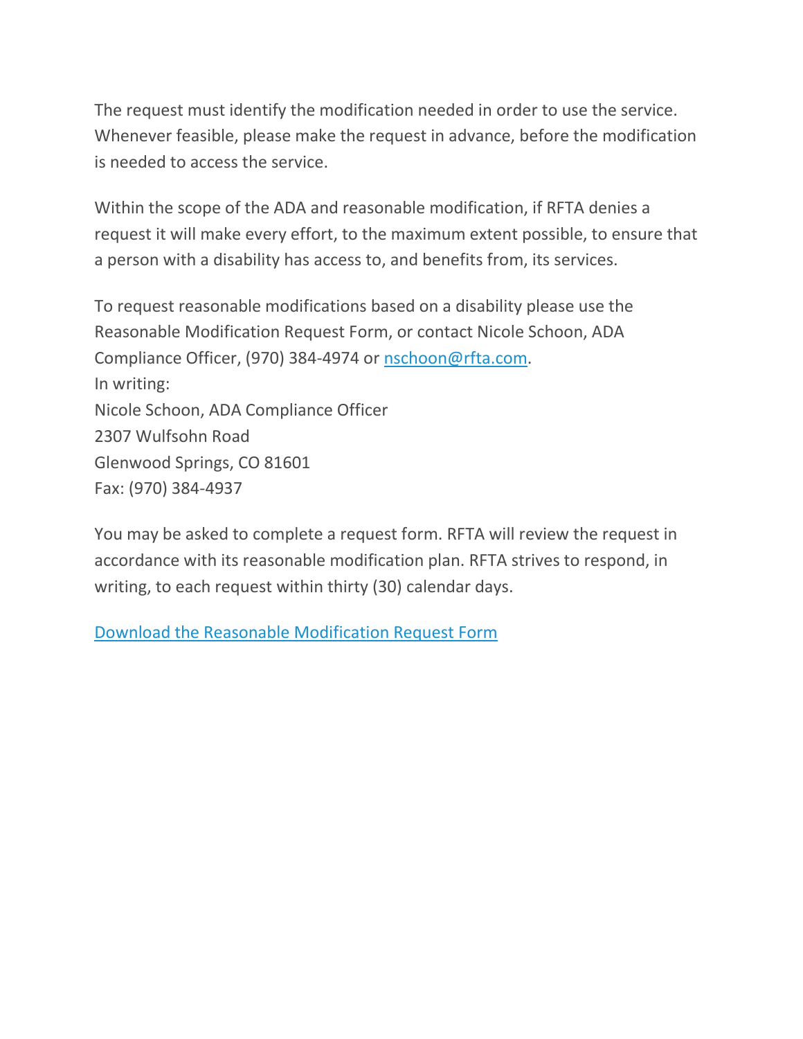The request must identify the modification needed in order to use the service. Whenever feasible, please make the request in advance, before the modification is needed to access the service.

Within the scope of the ADA and reasonable modification, if RFTA denies a request it will make every effort, to the maximum extent possible, to ensure that a person with a disability has access to, and benefits from, its services.

To request reasonable modifications based on a disability please use the Reasonable Modification Request Form, or contact Nicole Schoon, ADA Compliance Officer, (970) 384-4974 or [nschoon@rfta.com](mailto:nschoon@rfta.com).
In writing:
Nicole Schoon, ADA Compliance Officer
2307 Wulfsohn Road
Glenwood Springs, CO 81601
Fax: (970) 384-4937

You may be asked to complete a request form. RFTA will review the request in accordance with its reasonable modification plan. RFTA strives to respond, in writing, to each request within thirty (30) calendar days.

Download the Reasonable Modification Request Form